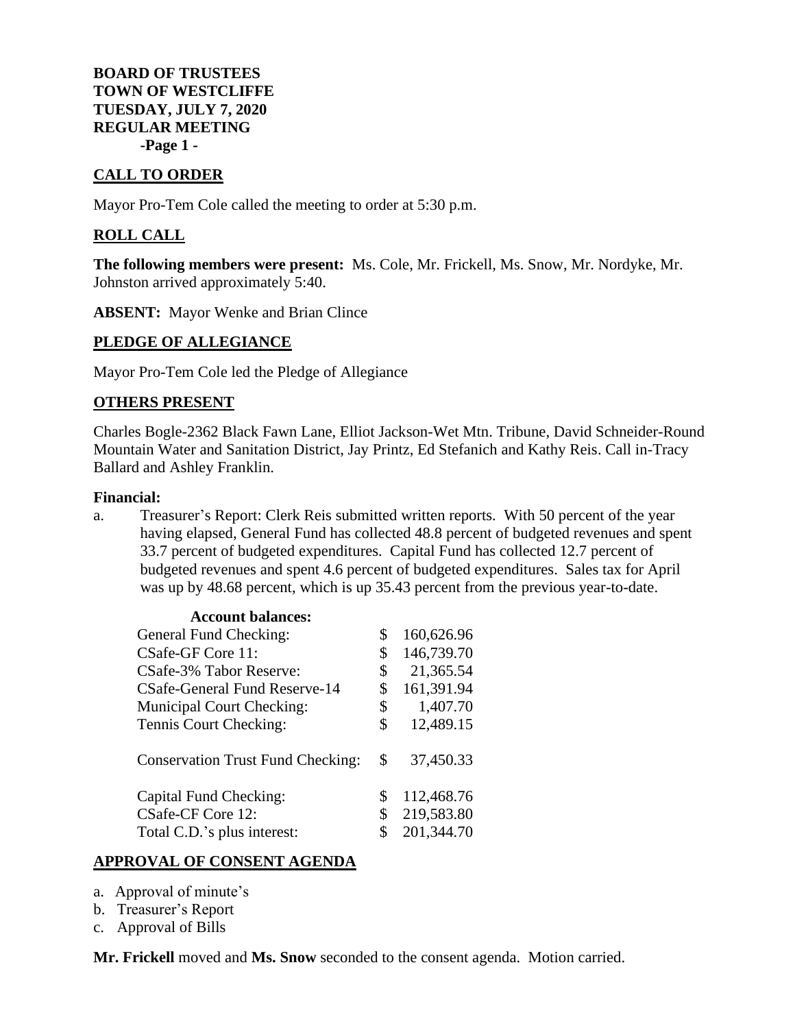**BOARD OF TRUSTEES**
**TOWN OF WESTCLIFFE**
**TUESDAY, JULY 7, 2020**
**REGULAR MEETING**
**-Page 1 -**

## CALL TO ORDER

Mayor Pro-Tem Cole called the meeting to order at 5:30 p.m.

## ROLL CALL

**The following members were present:** Ms. Cole, Mr. Frickell, Ms. Snow, Mr. Nordyke, Mr. Johnston arrived approximately 5:40.

**ABSENT:** Mayor Wenke and Brian Clince

## PLEDGE OF ALLEGIANCE

Mayor Pro-Tem Cole led the Pledge of Allegiance

## OTHERS PRESENT

Charles Bogle-2362 Black Fawn Lane, Elliot Jackson-Wet Mtn. Tribune, David Schneider-Round Mountain Water and Sanitation District, Jay Printz, Ed Stefanich and Kathy Reis. Call in-Tracy Ballard and Ashley Franklin.

**Financial:**

a. Treasurer's Report: Clerk Reis submitted written reports. With 50 percent of the year having elapsed, General Fund has collected 48.8 percent of budgeted revenues and spent 33.7 percent of budgeted expenditures. Capital Fund has collected 12.7 percent of budgeted revenues and spent 4.6 percent of budgeted expenditures. Sales tax for April was up by 48.68 percent, which is up 35.43 percent from the previous year-to-date.

**Account balances:**

| | | |
|---|---|---|
| General Fund Checking: | $ | 160,626.96 |
| CSafe-GF Core 11: | $ | 146,739.70 |
| CSafe-3% Tabor Reserve: | $ | 21,365.54 |
| CSafe-General Fund Reserve-14 | $ | 161,391.94 |
| Municipal Court Checking: | $ | 1,407.70 |
| Tennis Court Checking: | $ | 12,489.15 |
| Conservation Trust Fund Checking: | $ | 37,450.33 |
| Capital Fund Checking: | $ | 112,468.76 |
| CSafe-CF Core 12: | $ | 219,583.80 |
| Total C.D.'s plus interest: | $ | 201,344.70 |

## APPROVAL OF CONSENT AGENDA

a. Approval of minute's
b. Treasurer's Report
c. Approval of Bills

**Mr. Frickell** moved and **Ms. Snow** seconded to the consent agenda. Motion carried.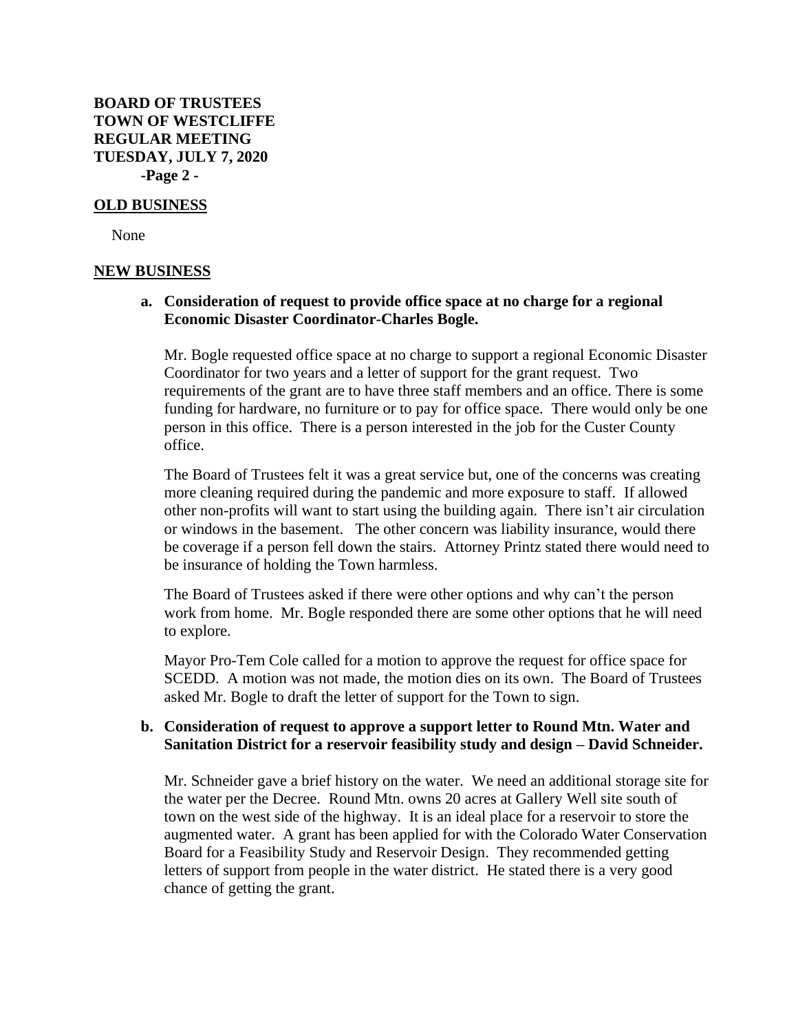## OLD BUSINESS

None

## NEW BUSINESS

**a. Consideration of request to provide office space at no charge for a regional Economic Disaster Coordinator-Charles Bogle.**

Mr. Bogle requested office space at no charge to support a regional Economic Disaster Coordinator for two years and a letter of support for the grant request. Two requirements of the grant are to have three staff members and an office. There is some funding for hardware, no furniture or to pay for office space. There would only be one person in this office. There is a person interested in the job for the Custer County office.

The Board of Trustees felt it was a great service but, one of the concerns was creating more cleaning required during the pandemic and more exposure to staff. If allowed other non-profits will want to start using the building again. There isn't air circulation or windows in the basement. The other concern was liability insurance, would there be coverage if a person fell down the stairs. Attorney Printz stated there would need to be insurance of holding the Town harmless.

The Board of Trustees asked if there were other options and why can't the person work from home. Mr. Bogle responded there are some other options that he will need to explore.

Mayor Pro-Tem Cole called for a motion to approve the request for office space for SCEDD. A motion was not made, the motion dies on its own. The Board of Trustees asked Mr. Bogle to draft the letter of support for the Town to sign.

**b. Consideration of request to approve a support letter to Round Mtn. Water and Sanitation District for a reservoir feasibility study and design – David Schneider.**

Mr. Schneider gave a brief history on the water. We need an additional storage site for the water per the Decree. Round Mtn. owns 20 acres at Gallery Well site south of town on the west side of the highway. It is an ideal place for a reservoir to store the augmented water. A grant has been applied for with the Colorado Water Conservation Board for a Feasibility Study and Reservoir Design. They recommended getting letters of support from people in the water district. He stated there is a very good chance of getting the grant.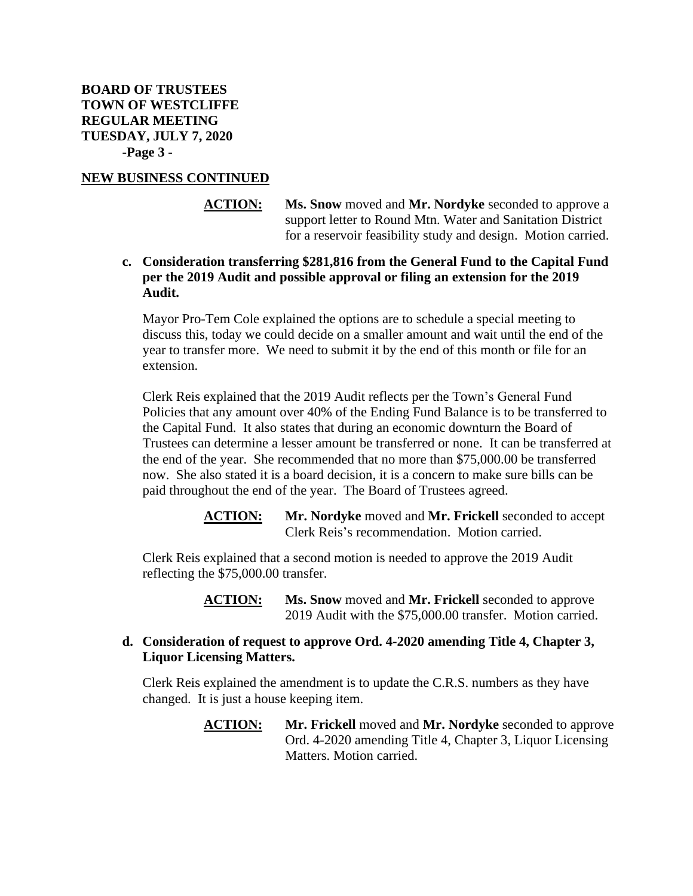## NEW BUSINESS CONTINUED

**ACTION:** **Ms. Snow** moved and **Mr. Nordyke** seconded to approve a support letter to Round Mtn. Water and Sanitation District for a reservoir feasibility study and design. Motion carried.

**c. Consideration transferring $281,816 from the General Fund to the Capital Fund per the 2019 Audit and possible approval or filing an extension for the 2019 Audit.**

Mayor Pro-Tem Cole explained the options are to schedule a special meeting to discuss this, today we could decide on a smaller amount and wait until the end of the year to transfer more. We need to submit it by the end of this month or file for an extension.

Clerk Reis explained that the 2019 Audit reflects per the Town's General Fund Policies that any amount over 40% of the Ending Fund Balance is to be transferred to the Capital Fund. It also states that during an economic downturn the Board of Trustees can determine a lesser amount be transferred or none. It can be transferred at the end of the year. She recommended that no more than $75,000.00 be transferred now. She also stated it is a board decision, it is a concern to make sure bills can be paid throughout the end of the year. The Board of Trustees agreed.

**ACTION:** **Mr. Nordyke** moved and **Mr. Frickell** seconded to accept Clerk Reis's recommendation. Motion carried.

Clerk Reis explained that a second motion is needed to approve the 2019 Audit reflecting the $75,000.00 transfer.

**ACTION:** **Ms. Snow** moved and **Mr. Frickell** seconded to approve 2019 Audit with the $75,000.00 transfer. Motion carried.

**d. Consideration of request to approve Ord. 4-2020 amending Title 4, Chapter 3, Liquor Licensing Matters.**

Clerk Reis explained the amendment is to update the C.R.S. numbers as they have changed. It is just a house keeping item.

**ACTION:** **Mr. Frickell** moved and **Mr. Nordyke** seconded to approve Ord. 4-2020 amending Title 4, Chapter 3, Liquor Licensing Matters. Motion carried.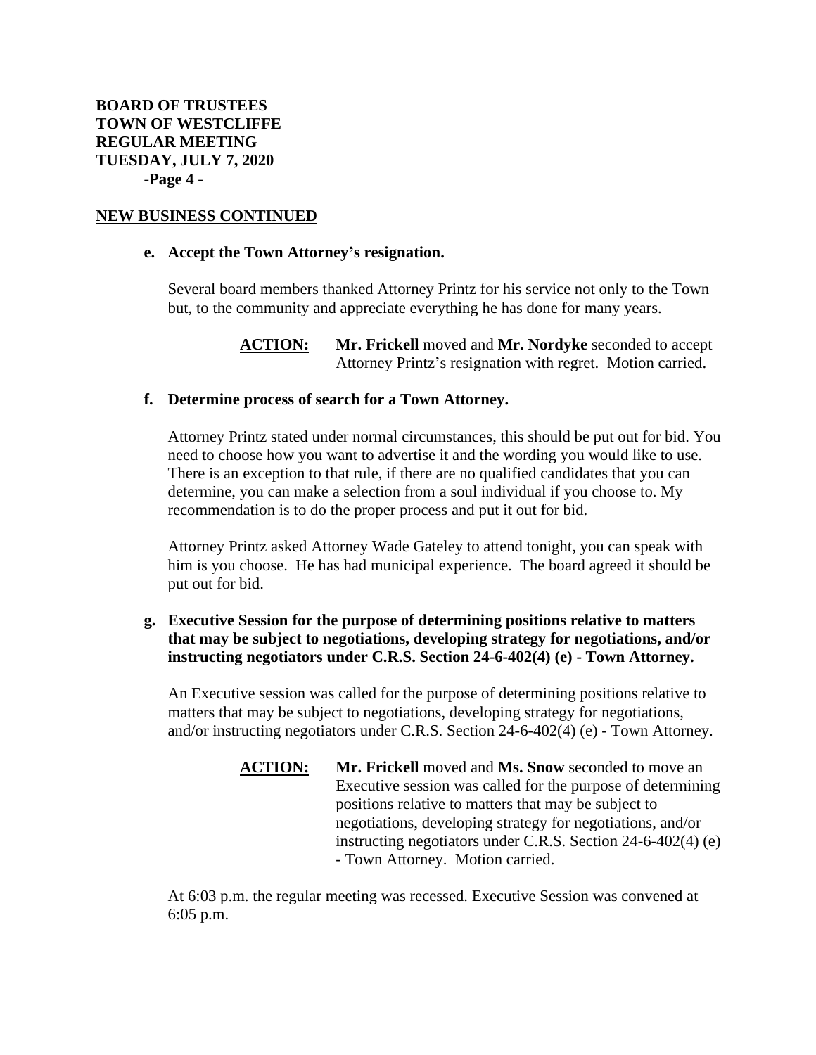## NEW BUSINESS CONTINUED

**e. Accept the Town Attorney's resignation.**

Several board members thanked Attorney Printz for his service not only to the Town but, to the community and appreciate everything he has done for many years.

> **ACTION:** **Mr. Frickell** moved and **Mr. Nordyke** seconded to accept Attorney Printz's resignation with regret. Motion carried.

**f. Determine process of search for a Town Attorney.**

Attorney Printz stated under normal circumstances, this should be put out for bid. You need to choose how you want to advertise it and the wording you would like to use. There is an exception to that rule, if there are no qualified candidates that you can determine, you can make a selection from a soul individual if you choose to. My recommendation is to do the proper process and put it out for bid.

Attorney Printz asked Attorney Wade Gateley to attend tonight, you can speak with him is you choose. He has had municipal experience. The board agreed it should be put out for bid.

**g. Executive Session for the purpose of determining positions relative to matters that may be subject to negotiations, developing strategy for negotiations, and/or instructing negotiators under C.R.S. Section 24-6-402(4) (e) - Town Attorney.**

An Executive session was called for the purpose of determining positions relative to matters that may be subject to negotiations, developing strategy for negotiations, and/or instructing negotiators under C.R.S. Section 24-6-402(4) (e) - Town Attorney.

> **ACTION:** **Mr. Frickell** moved and **Ms. Snow** seconded to move an Executive session was called for the purpose of determining positions relative to matters that may be subject to negotiations, developing strategy for negotiations, and/or instructing negotiators under C.R.S. Section 24-6-402(4) (e) - Town Attorney. Motion carried.

At 6:03 p.m. the regular meeting was recessed. Executive Session was convened at 6:05 p.m.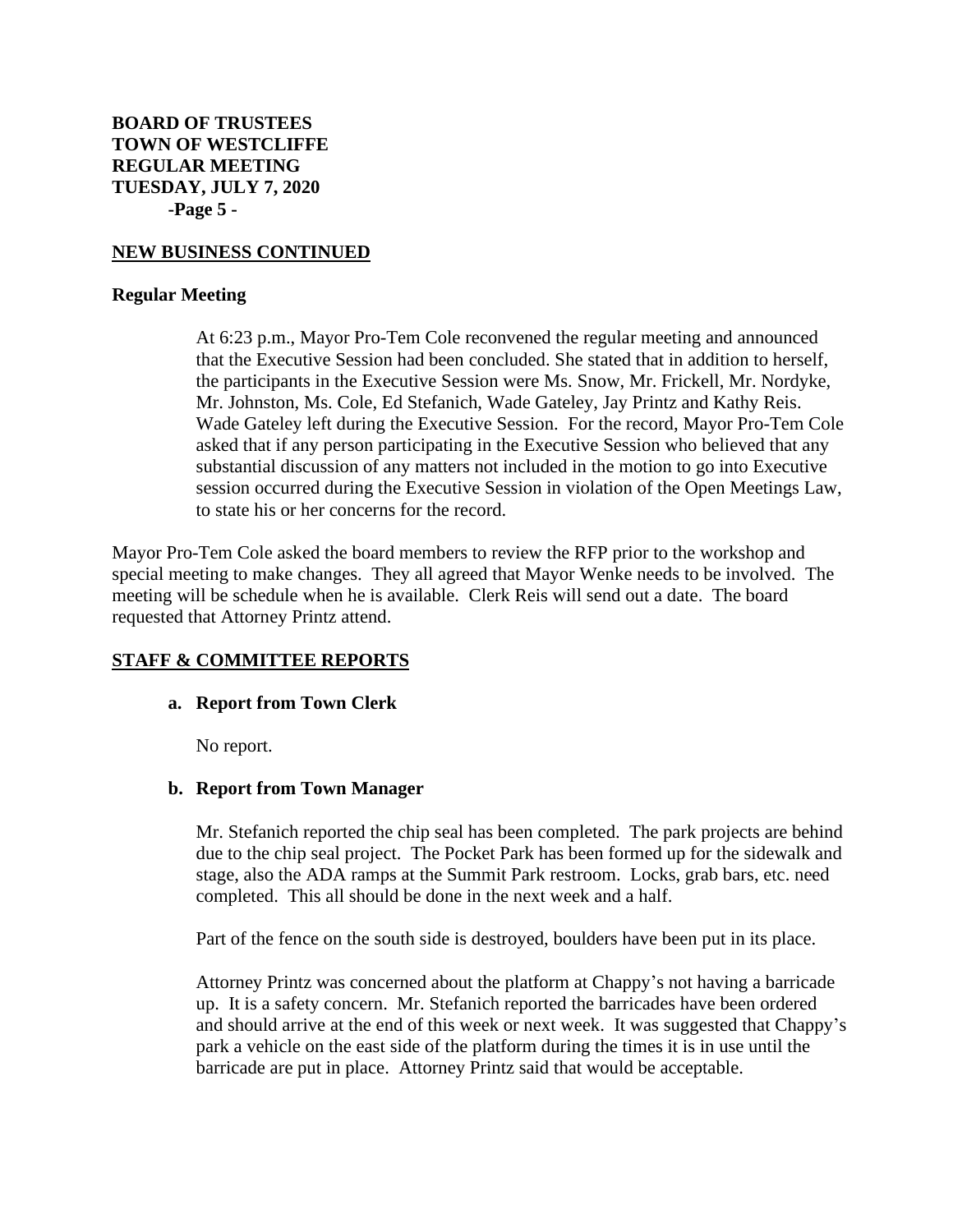**BOARD OF TRUSTEES**
**TOWN OF WESTCLIFFE**
**REGULAR MEETING**
**TUESDAY, JULY 7, 2020**

## NEW BUSINESS CONTINUED

**Regular Meeting**

At 6:23 p.m., Mayor Pro-Tem Cole reconvened the regular meeting and announced that the Executive Session had been concluded. She stated that in addition to herself, the participants in the Executive Session were Ms. Snow, Mr. Frickell, Mr. Nordyke, Mr. Johnston, Ms. Cole, Ed Stefanich, Wade Gateley, Jay Printz and Kathy Reis. Wade Gateley left during the Executive Session. For the record, Mayor Pro-Tem Cole asked that if any person participating in the Executive Session who believed that any substantial discussion of any matters not included in the motion to go into Executive session occurred during the Executive Session in violation of the Open Meetings Law, to state his or her concerns for the record.

Mayor Pro-Tem Cole asked the board members to review the RFP prior to the workshop and special meeting to make changes. They all agreed that Mayor Wenke needs to be involved. The meeting will be schedule when he is available. Clerk Reis will send out a date. The board requested that Attorney Printz attend.

## STAFF & COMMITTEE REPORTS

**a. Report from Town Clerk**

No report.

**b. Report from Town Manager**

Mr. Stefanich reported the chip seal has been completed. The park projects are behind due to the chip seal project. The Pocket Park has been formed up for the sidewalk and stage, also the ADA ramps at the Summit Park restroom. Locks, grab bars, etc. need completed. This all should be done in the next week and a half.

Part of the fence on the south side is destroyed, boulders have been put in its place.

Attorney Printz was concerned about the platform at Chappy's not having a barricade up. It is a safety concern. Mr. Stefanich reported the barricades have been ordered and should arrive at the end of this week or next week. It was suggested that Chappy's park a vehicle on the east side of the platform during the times it is in use until the barricade are put in place. Attorney Printz said that would be acceptable.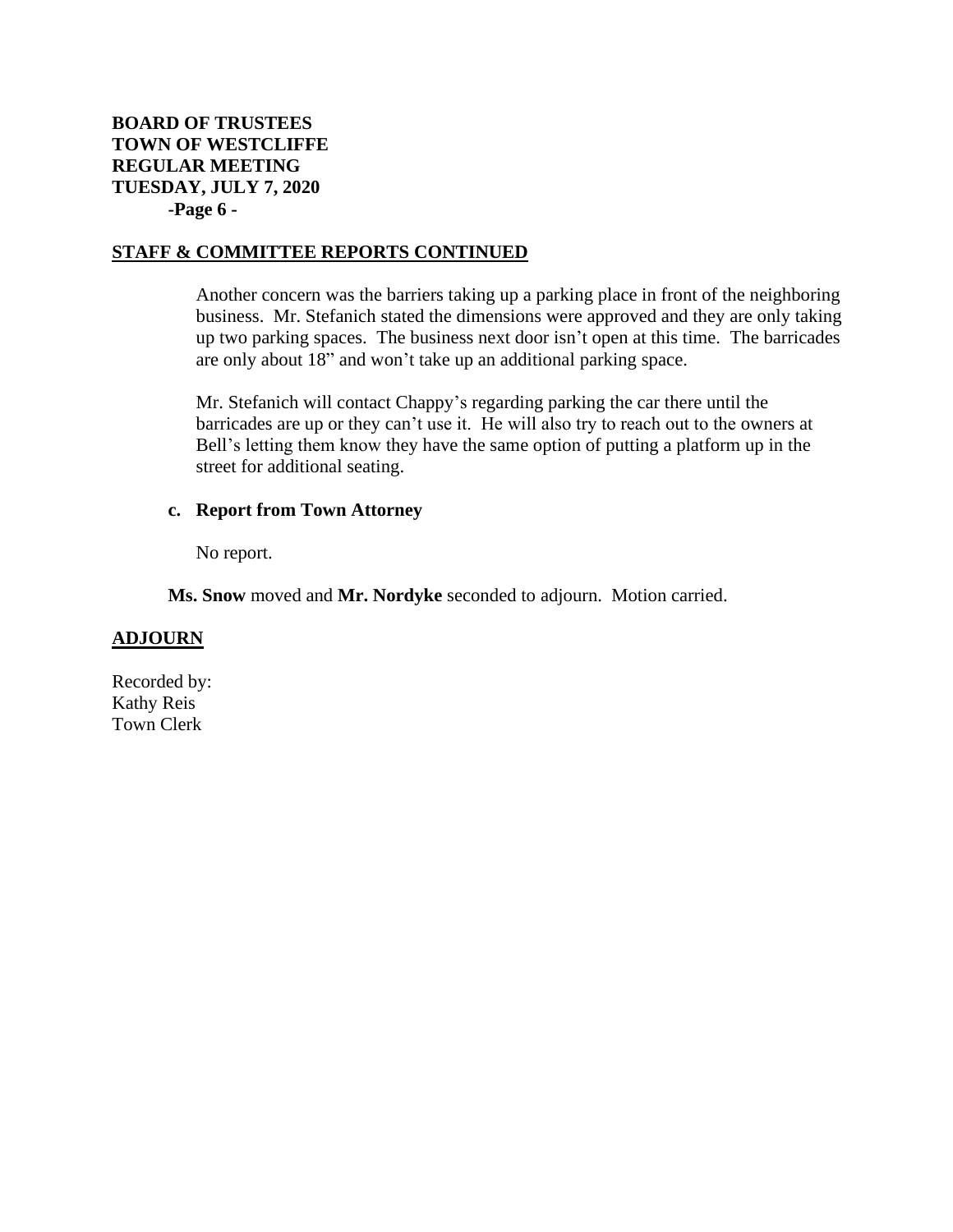## STAFF & COMMITTEE REPORTS CONTINUED

Another concern was the barriers taking up a parking place in front of the neighboring business. Mr. Stefanich stated the dimensions were approved and they are only taking up two parking spaces. The business next door isn't open at this time. The barricades are only about 18" and won't take up an additional parking space.

Mr. Stefanich will contact Chappy's regarding parking the car there until the barricades are up or they can't use it. He will also try to reach out to the owners at Bell's letting them know they have the same option of putting a platform up in the street for additional seating.

**c. Report from Town Attorney**

No report.

**Ms. Snow** moved and **Mr. Nordyke** seconded to adjourn. Motion carried.

## ADJOURN

Recorded by:
Kathy Reis
Town Clerk